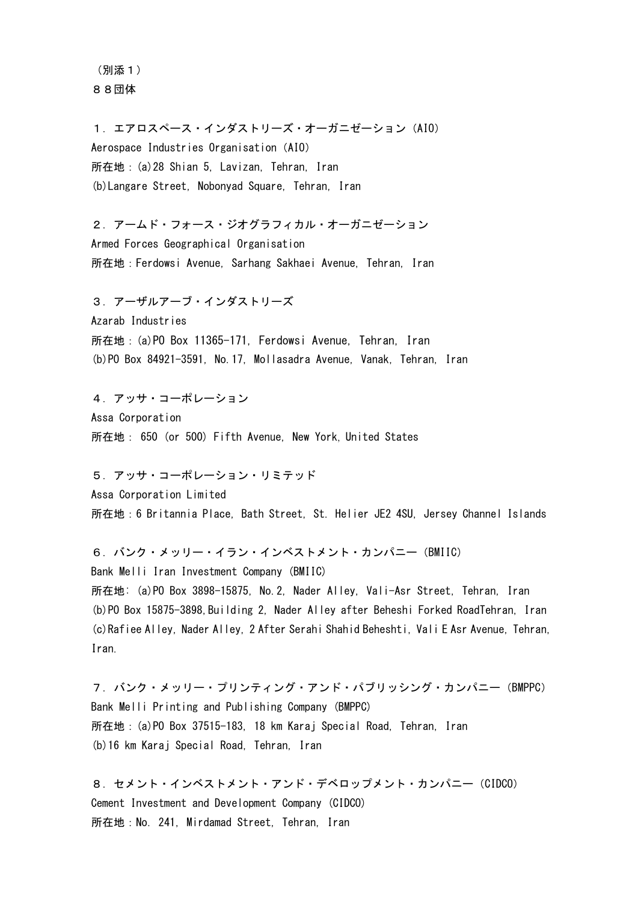（別添１）

８８団体

１．エアロスペース・インダストリーズ・オーガニゼーション（AIO）
Aerospace Industries Organisation (AIO)
所在地：(a)28 Shian 5, Lavizan, Tehran, Iran
(b)Langare Street, Nobonyad Square, Tehran, Iran

２．アームド・フォース・ジオグラフィカル・オーガニゼーション
Armed Forces Geographical Organisation
所在地：Ferdowsi Avenue, Sarhang Sakhaei Avenue, Tehran, Iran

３．アーザルアーブ・インダストリーズ
Azarab Industries
所在地：(a)PO Box 11365-171, Ferdowsi Avenue, Tehran, Iran
(b)PO Box 84921-3591, No.17, Mollasadra Avenue, Vanak, Tehran, Iran

４．アッサ・コーポレーション
Assa Corporation
所在地： 650 (or 500) Fifth Avenue, New York, United States

５．アッサ・コーポレーション・リミテッド
Assa Corporation Limited
所在地：6 Britannia Place, Bath Street, St. Helier JE2 4SU, Jersey Channel Islands

６．バンク・メッリー・イラン・インベストメント・カンパニー（BMIIC）
Bank Melli Iran Investment Company (BMIIC)
所在地: (a)PO Box 3898-15875, No.2, Nader Alley, Vali-Asr Street, Tehran, Iran
(b)PO Box 15875-3898,Building 2, Nader Alley after Beheshi Forked RoadTehran, Iran
(c)Rafiee Alley, Nader Alley, 2 After Serahi Shahid Beheshti, Vali E Asr Avenue, Tehran, Iran.

７．バンク・メッリー・プリンティング・アンド・パブリッシング・カンパニー（BMPPC）
Bank Melli Printing and Publishing Company (BMPPC)
所在地：(a)PO Box 37515-183, 18 km Karaj Special Road, Tehran, Iran
(b)16 km Karaj Special Road, Tehran, Iran

８．セメント・インベストメント・アンド・デベロップメント・カンパニー（CIDCO）
Cement Investment and Development Company (CIDCO)
所在地：No. 241, Mirdamad Street, Tehran, Iran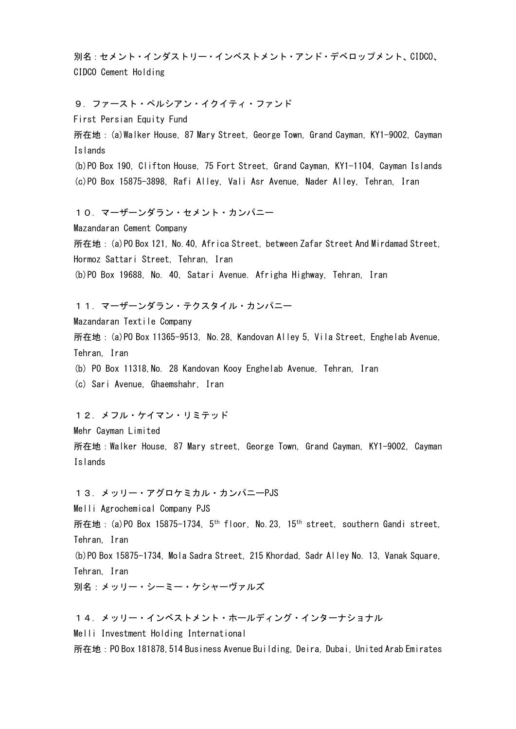別名：セメント・インダストリー・インベストメント・アンド・デベロップメント、CIDCO、CIDCO Cement Holding

９．ファースト・ペルシアン・イクイティ・ファンド
First Persian Equity Fund
所在地：(a)Walker House, 87 Mary Street, George Town, Grand Cayman, KY1-9002, Cayman Islands
(b)PO Box 190, Clifton House, 75 Fort Street, Grand Cayman, KY1-1104, Cayman Islands
(c)PO Box 15875-3898, Rafi Alley, Vali Asr Avenue, Nader Alley, Tehran, Iran

１０．マーザーンダラン・セメント・カンパニー
Mazandaran Cement Company
所在地：(a)PO Box 121, No.40, Africa Street, between Zafar Street And Mirdamad Street, Hormoz Sattari Street, Tehran, Iran
(b)PO Box 19688, No. 40, Satari Avenue. Afrigha Highway, Tehran, Iran

１１．マーザーンダラン・テクスタイル・カンパニー
Mazandaran Textile Company
所在地：(a)PO Box 11365-9513, No.28, Kandovan Alley 5, Vila Street, Enghelab Avenue, Tehran, Iran
(b) PO Box 11318,No. 28 Kandovan Kooy Enghelab Avenue, Tehran, Iran
(c) Sari Avenue, Ghaemshahr, Iran

１２．メフル・ケイマン・リミテッド
Mehr Cayman Limited
所在地：Walker House, 87 Mary street, George Town, Grand Cayman, KY1-9002, Cayman Islands

１３．メッリー・アグロケミカル・カンパニーPJS
Melli Agrochemical Company PJS
所在地：(a)PO Box 15875-1734, 5th floor, No.23, 15th street, southern Gandi street, Tehran, Iran
(b)PO Box 15875-1734, Mola Sadra Street, 215 Khordad, Sadr Alley No. 13, Vanak Square, Tehran, Iran
別名：メッリー・シーミー・ケシャーヴァルズ

１４．メッリー・インベストメント・ホールディング・インターナショナル
Melli Investment Holding International
所在地：PO Box 181878, 514 Business Avenue Building, Deira, Dubai, United Arab Emirates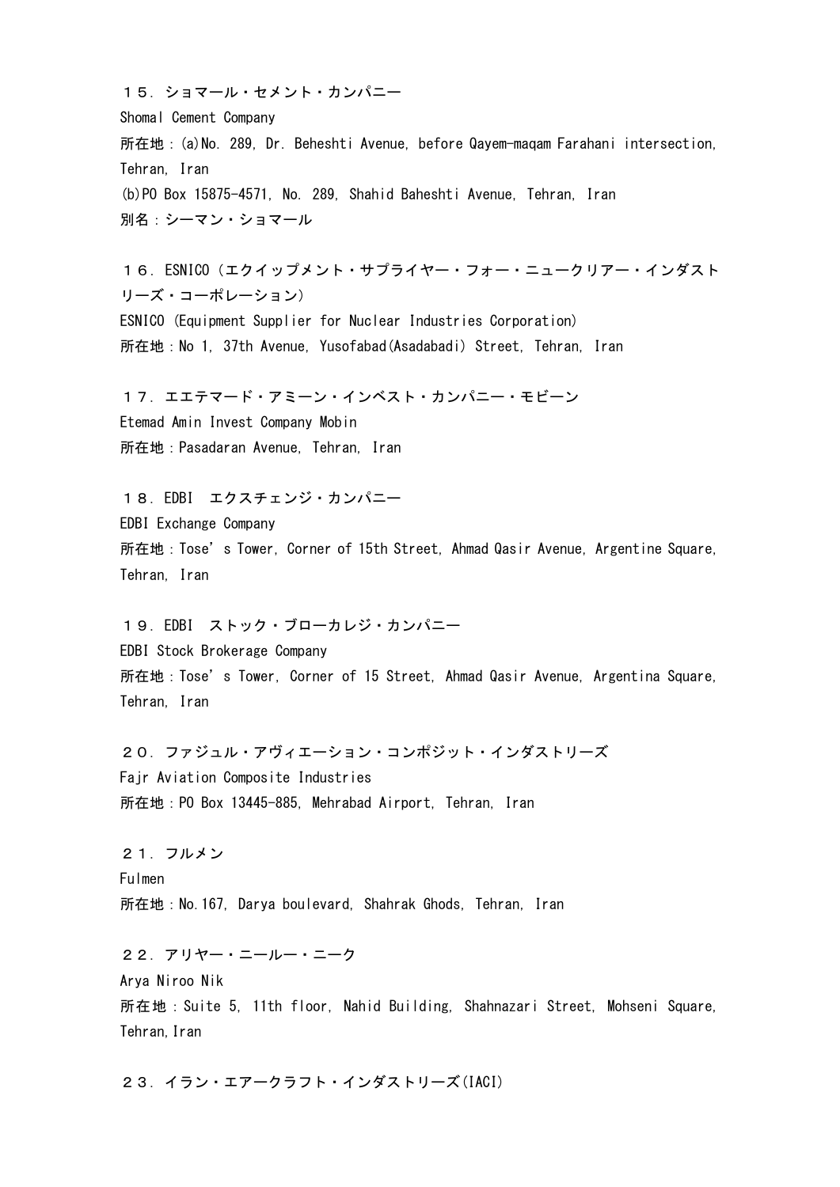１５．ショマール・セメント・カンパニー
Shomal Cement Company
所在地：(a)No. 289, Dr. Beheshti Avenue, before Qayem-maqam Farahani intersection, Tehran, Iran
(b)PO Box 15875-4571, No. 289, Shahid Baheshti Avenue, Tehran, Iran
別名：シーマン・ショマール

１６．ESNICO（エクイップメント・サプライヤー・フォー・ニュークリアー・インダストリーズ・コーポレーション）
ESNICO (Equipment Supplier for Nuclear Industries Corporation)
所在地：No 1, 37th Avenue, Yusofabad(Asadabadi) Street, Tehran, Iran

１７．エエテマード・アミーン・インベスト・カンパニー・モビーン
Etemad Amin Invest Company Mobin
所在地：Pasadaran Avenue, Tehran, Iran

１８．EDBI　エクスチェンジ・カンパニー
EDBI Exchange Company
所在地：Tose's Tower, Corner of 15th Street, Ahmad Qasir Avenue, Argentine Square, Tehran, Iran

１９．EDBI　ストック・ブローカレジ・カンパニー
EDBI Stock Brokerage Company
所在地：Tose's Tower, Corner of 15 Street, Ahmad Qasir Avenue, Argentina Square, Tehran, Iran

２０．ファジュル・アヴィエーション・コンポジット・インダストリーズ
Fajr Aviation Composite Industries
所在地：PO Box 13445-885, Mehrabad Airport, Tehran, Iran

２１．フルメン
Fulmen
所在地：No.167, Darya boulevard, Shahrak Ghods, Tehran, Iran

２２．アリヤー・ニールー・ニーク
Arya Niroo Nik
所在地：Suite 5, 11th floor, Nahid Building, Shahnazari Street, Mohseni Square, Tehran,Iran

２３．イラン・エアークラフト・インダストリーズ(IACI)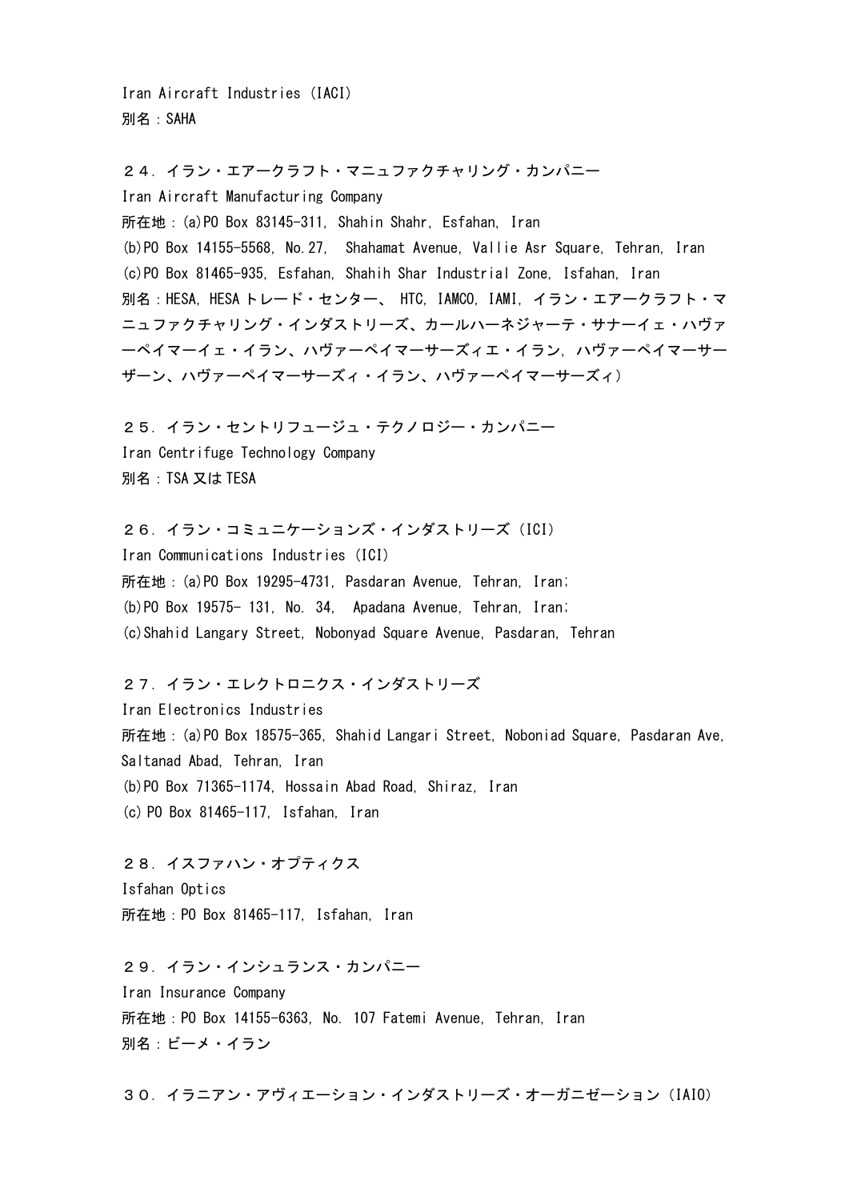Iran Aircraft Industries (IACI)
別名：SAHA

２４．イラン・エアークラフト・マニュファクチャリング・カンパニー
Iran Aircraft Manufacturing Company
所在地：(a)PO Box 83145-311, Shahin Shahr, Esfahan, Iran
(b)PO Box 14155-5568, No.27, Shahamat Avenue, Vallie Asr Square, Tehran, Iran
(c)PO Box 81465-935, Esfahan, Shahih Shar Industrial Zone, Isfahan, Iran
別名：HESA, HESA トレード・センター、 HTC, IAMCO, IAMI, イラン・エアークラフト・マニュファクチャリング・インダストリーズ、カールハーネジャーテ・サナーイェ・ハヴァーペイマーイェ・イラン、ハヴァーペイマーサーズィエ・イラン, ハヴァーペイマーサーザーン、ハヴァーペイマーサーズィ・イラン、ハヴァーペイマーサーズィ）

２５．イラン・セントリフュージュ・テクノロジー・カンパニー
Iran Centrifuge Technology Company
別名：TSA 又は TESA

２６．イラン・コミュニケーションズ・インダストリーズ（ICI）
Iran Communications Industries (ICI)
所在地：(a)PO Box 19295-4731, Pasdaran Avenue, Tehran, Iran;
(b)PO Box 19575- 131, No. 34, Apadana Avenue, Tehran, Iran;
(c)Shahid Langary Street, Nobonyad Square Avenue, Pasdaran, Tehran

２７．イラン・エレクトロニクス・インダストリーズ
Iran Electronics Industries
所在地：(a)PO Box 18575-365, Shahid Langari Street, Noboniad Square, Pasdaran Ave, Saltanad Abad, Tehran, Iran
(b)PO Box 71365-1174, Hossain Abad Road, Shiraz, Iran
(c) PO Box 81465-117, Isfahan, Iran

２８．イスファハン・オプティクス
Isfahan Optics
所在地：PO Box 81465-117, Isfahan, Iran

２９．イラン・インシュランス・カンパニー
Iran Insurance Company
所在地：PO Box 14155-6363, No. 107 Fatemi Avenue, Tehran, Iran
別名：ビーメ・イラン

３０．イラニアン・アヴィエーション・インダストリーズ・オーガニゼーション（IAIO）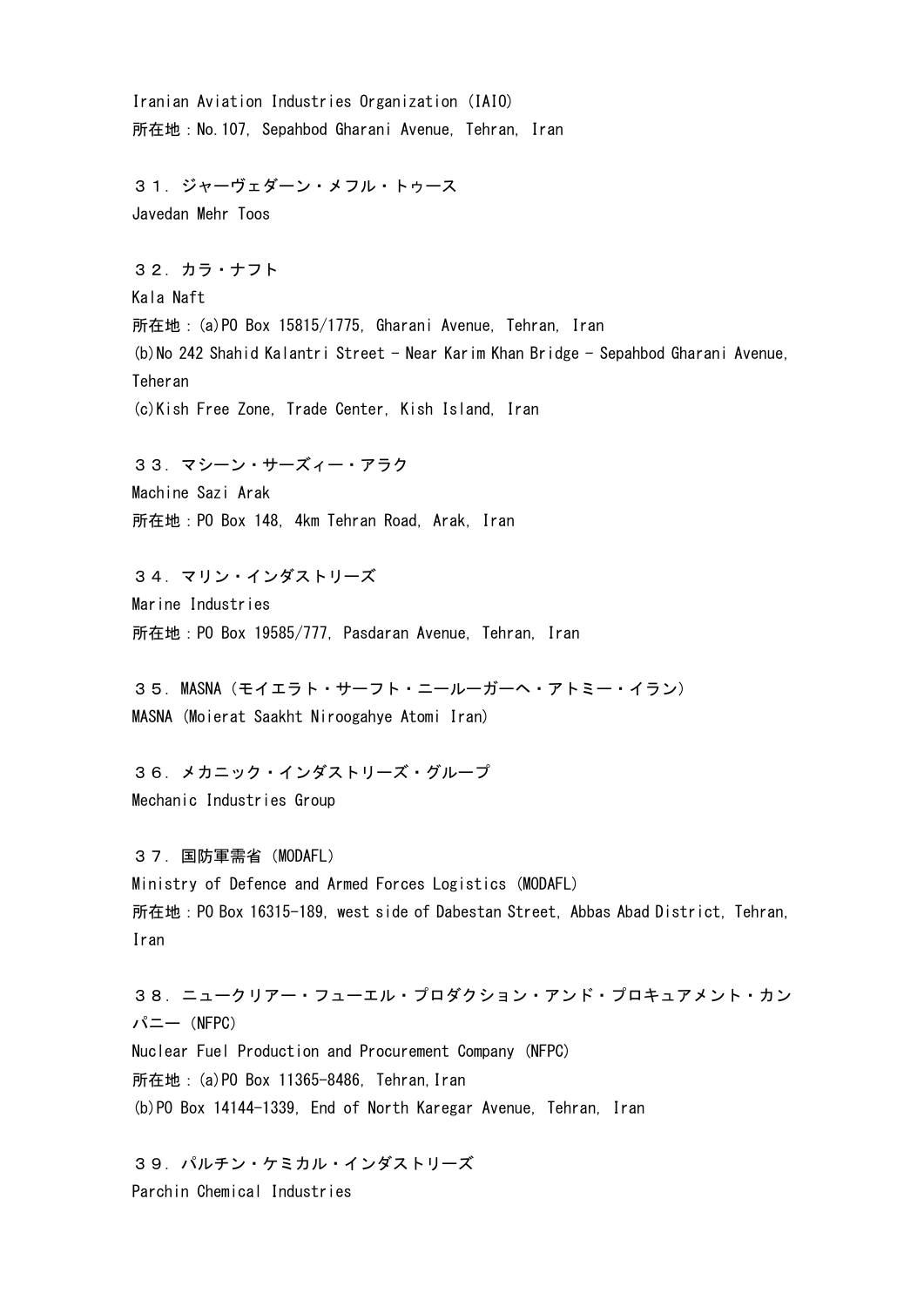Iranian Aviation Industries Organization (IAIO)
所在地：No.107, Sepahbod Gharani Avenue, Tehran, Iran

３１．ジャーヴェダーン・メフル・トゥース
Javedan Mehr Toos

３２．カラ・ナフト
Kala Naft
所在地：(a)PO Box 15815/1775, Gharani Avenue, Tehran, Iran
(b)No 242 Shahid Kalantri Street - Near Karim Khan Bridge - Sepahbod Gharani Avenue, Teheran
(c)Kish Free Zone, Trade Center, Kish Island, Iran

３３．マシーン・サーズィー・アラク
Machine Sazi Arak
所在地：PO Box 148, 4km Tehran Road, Arak, Iran

３４．マリン・インダストリーズ
Marine Industries
所在地：PO Box 19585/777, Pasdaran Avenue, Tehran, Iran

３５．MASNA（モイエラト・サーフト・ニールーガーヘ・アトミー・イラン）
MASNA (Moierat Saakht Niroogahye Atomi Iran)

３６．メカニック・インダストリーズ・グループ
Mechanic Industries Group

３７．国防軍需省（MODAFL）
Ministry of Defence and Armed Forces Logistics (MODAFL)
所在地：PO Box 16315-189, west side of Dabestan Street, Abbas Abad District, Tehran, Iran

３８．ニュークリアー・フューエル・プロダクション・アンド・プロキュアメント・カンパニー（NFPC）
Nuclear Fuel Production and Procurement Company (NFPC)
所在地：(a)PO Box 11365-8486, Tehran,Iran
(b)PO Box 14144-1339, End of North Karegar Avenue, Tehran, Iran

３９．パルチン・ケミカル・インダストリーズ
Parchin Chemical Industries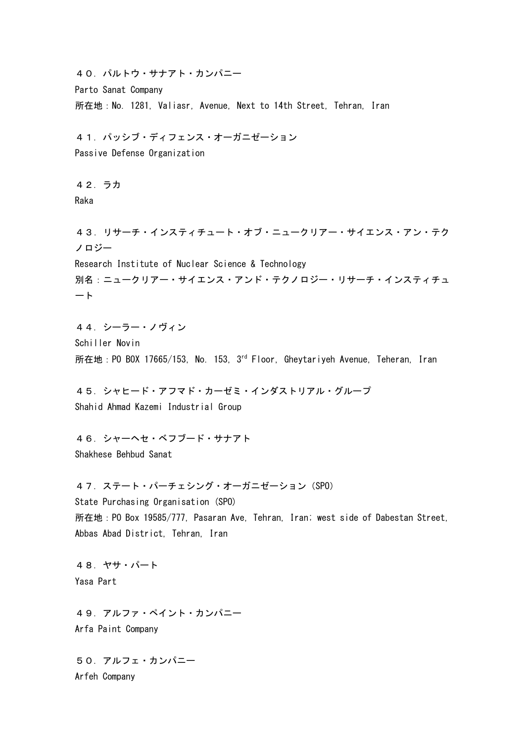４０．パルトウ・サナアト・カンパニー
Parto Sanat Company
所在地：No. 1281, Valiasr, Avenue, Next to 14th Street, Tehran, Iran

４１．パッシブ・ディフェンス・オーガニゼーション
Passive Defense Organization

４２．ラカ
Raka

４３．リサーチ・インスティチュート・オブ・ニュークリアー・サイエンス・アン・テクノロジー
Research Institute of Nuclear Science & Technology
別名：ニュークリアー・サイエンス・アンド・テクノロジー・リサーチ・インスティチュート

４４．シーラー・ノヴィン
Schiller Novin
所在地：PO BOX 17665/153, No. 153, 3rd Floor, Gheytariyeh Avenue, Teheran, Iran

４５．シャヒード・アフマド・カーゼミ・インダストリアル・グループ
Shahid Ahmad Kazemi Industrial Group

４６．シャーヘセ・ベフブード・サナアト
Shakhese Behbud Sanat

４７．ステート・パーチェシング・オーガニゼーション（SPO）
State Purchasing Organisation (SPO)
所在地：PO Box 19585/777, Pasaran Ave, Tehran, Iran; west side of Dabestan Street, Abbas Abad District, Tehran, Iran

４８．ヤサ・パート
Yasa Part

４９．アルファ・ペイント・カンパニー
Arfa Paint Company

５０．アルフェ・カンパニー
Arfeh Company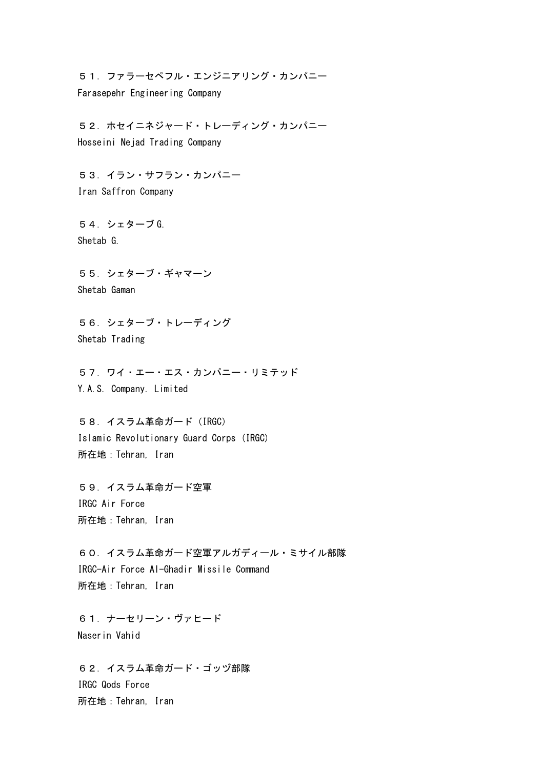５１．ファラーセペフル・エンジニアリング・カンパニー
Farasepehr Engineering Company

５２．ホセイニネジャード・トレーディング・カンパニー
Hosseini Nejad Trading Company

５３．イラン・サフラン・カンパニー
Iran Saffron Company

５４．シェターブ G.
Shetab G.

５５．シェターブ・ギャマーン
Shetab Gaman

５６．シェターブ・トレーディング
Shetab Trading

５７．ワイ・エー・エス・カンパニー・リミテッド
Y.A.S. Company. Limited

５８．イスラム革命ガード（IRGC）
Islamic Revolutionary Guard Corps (IRGC)
所在地：Tehran, Iran

５９．イスラム革命ガード空軍
IRGC Air Force
所在地：Tehran, Iran

６０．イスラム革命ガード空軍アルガディール・ミサイル部隊
IRGC-Air Force Al-Ghadir Missile Command
所在地：Tehran, Iran

６１．ナーセリーン・ヴァヒード
Naserin Vahid

６２．イスラム革命ガード・ゴッヅ部隊
IRGC Qods Force
所在地：Tehran, Iran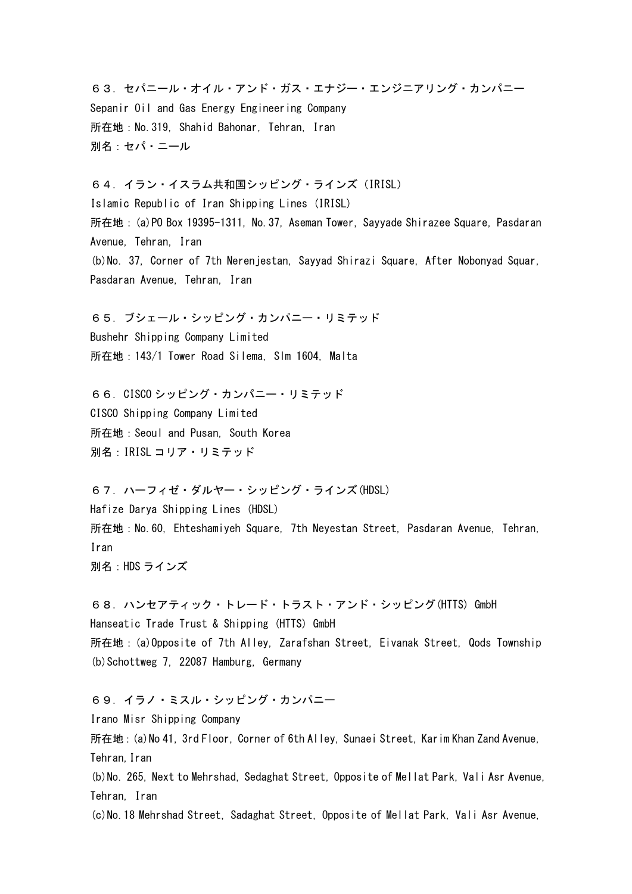６３．セパニール・オイル・アンド・ガス・エナジー・エンジニアリング・カンパニー
Sepanir Oil and Gas Energy Engineering Company
所在地：No.319, Shahid Bahonar, Tehran, Iran
別名：セパ・ニール

６４．イラン・イスラム共和国シッピング・ラインズ（IRISL）
Islamic Republic of Iran Shipping Lines (IRISL)
所在地：(a)PO Box 19395-1311, No.37, Aseman Tower, Sayyade Shirazee Square, Pasdaran Avenue, Tehran, Iran
(b)No. 37, Corner of 7th Nerenjestan, Sayyad Shirazi Square, After Nobonyad Squar, Pasdaran Avenue, Tehran, Iran

６５．ブシェール・シッピング・カンパニー・リミテッド
Bushehr Shipping Company Limited
所在地：143/1 Tower Road Silema, Slm 1604, Malta

６６．CISCO シッピング・カンパニー・リミテッド
CISCO Shipping Company Limited
所在地：Seoul and Pusan, South Korea
別名：IRISL コリア・リミテッド

６７．ハーフィゼ・ダルヤー・シッピング・ラインズ(HDSL)
Hafize Darya Shipping Lines (HDSL)
所在地：No.60, Ehteshamiyeh Square, 7th Neyestan Street, Pasdaran Avenue, Tehran, Iran
別名：HDS ラインズ

６８．ハンセアティック・トレード・トラスト・アンド・シッピング(HTTS) GmbH
Hanseatic Trade Trust & Shipping (HTTS) GmbH
所在地：(a)Opposite of 7th Alley, Zarafshan Street, Eivanak Street, Qods Township
(b)Schottweg 7, 22087 Hamburg, Germany

６９．イラノ・ミスル・シッピング・カンパニー
Irano Misr Shipping Company
所在地：(a)No 41, 3rd Floor, Corner of 6th Alley, Sunaei Street, Karim Khan Zand Avenue, Tehran, Iran
(b)No. 265, Next to Mehrshad, Sedaghat Street, Opposite of Mellat Park, Vali Asr Avenue, Tehran, Iran
(c)No.18 Mehrshad Street, Sadaghat Street, Opposite of Mellat Park, Vali Asr Avenue,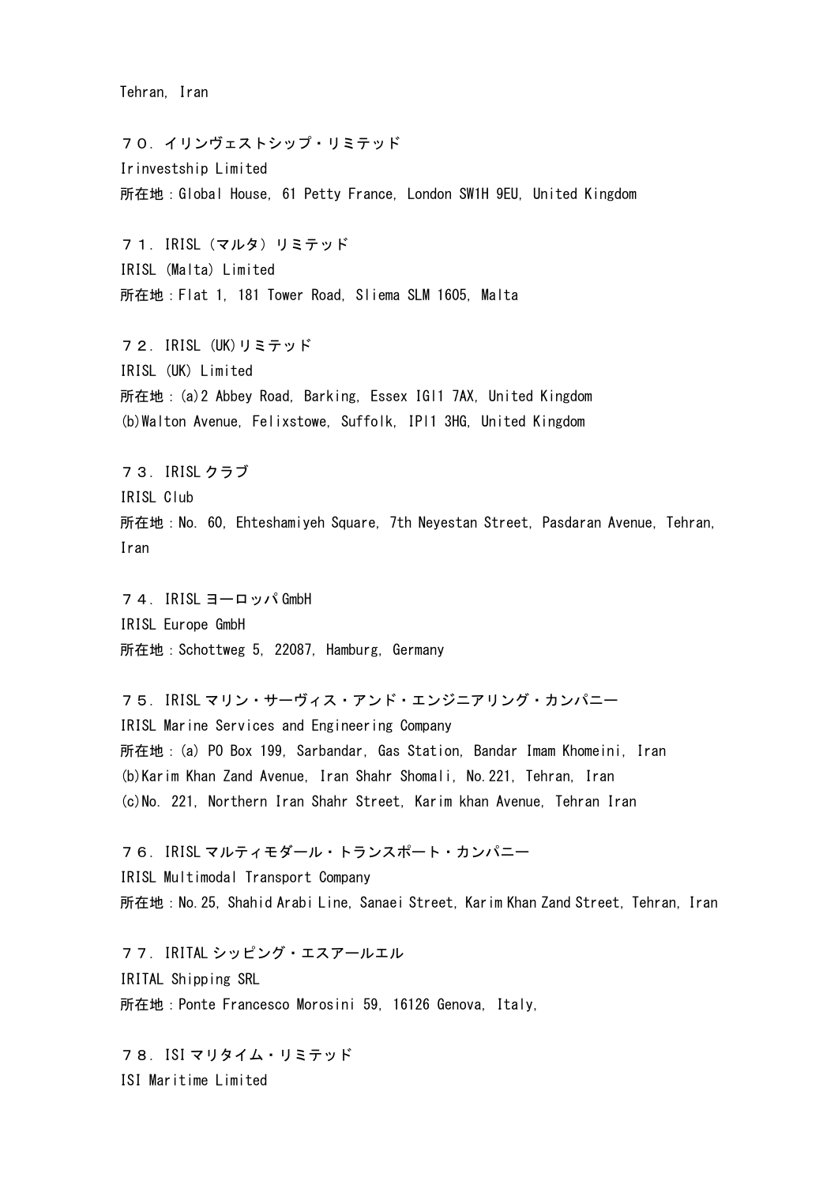Tehran, Iran

７０．イリンヴェストシップ・リミテッド
Irinvestship Limited
所在地：Global House, 61 Petty France, London SW1H 9EU, United Kingdom

７１．IRISL（マルタ）リミテッド
IRISL (Malta) Limited
所在地：Flat 1, 181 Tower Road, Sliema SLM 1605, Malta

７２．IRISL (UK)リミテッド
IRISL (UK) Limited
所在地：(a)2 Abbey Road, Barking, Essex IGl1 7AX, United Kingdom
(b)Walton Avenue, Felixstowe, Suffolk, IPl1 3HG, United Kingdom

７３．IRISL クラブ
IRISL Club
所在地：No. 60, Ehteshamiyeh Square, 7th Neyestan Street, Pasdaran Avenue, Tehran, Iran

７４．IRISL ヨーロッパ GmbH
IRISL Europe GmbH
所在地：Schottweg 5, 22087, Hamburg, Germany

７５．IRISL マリン・サーヴィス・アンド・エンジニアリング・カンパニー
IRISL Marine Services and Engineering Company
所在地：(a) PO Box 199, Sarbandar, Gas Station, Bandar Imam Khomeini, Iran
(b)Karim Khan Zand Avenue, Iran Shahr Shomali, No.221, Tehran, Iran
(c)No. 221, Northern Iran Shahr Street, Karim khan Avenue, Tehran Iran

７６．IRISL マルティモダール・トランスポート・カンパニー
IRISL Multimodal Transport Company
所在地：No.25, Shahid Arabi Line, Sanaei Street, Karim Khan Zand Street, Tehran, Iran

７７．IRITAL シッピング・エスアールエル
IRITAL Shipping SRL
所在地：Ponte Francesco Morosini 59, 16126 Genova, Italy,

７８．ISI マリタイム・リミテッド
ISI Maritime Limited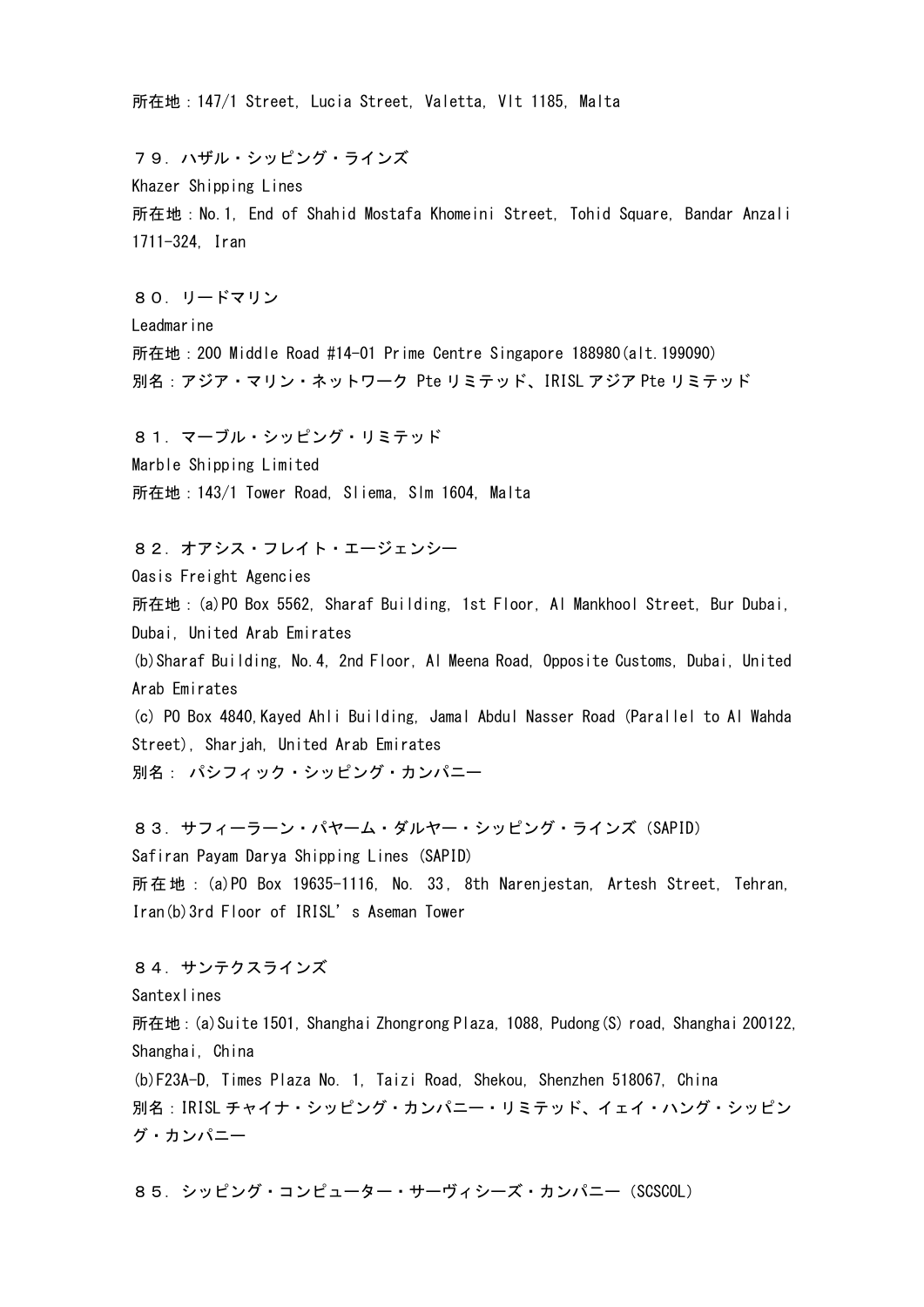所在地：147/1 Street, Lucia Street, Valetta, Vlt 1185, Malta

７９．ハザル・シッピング・ラインズ
Khazer Shipping Lines
所在地：No.1, End of Shahid Mostafa Khomeini Street, Tohid Square, Bandar Anzali 1711-324, Iran

８０．リードマリン
Leadmarine
所在地：200 Middle Road #14-01 Prime Centre Singapore 188980(alt.199090)
別名：アジア・マリン・ネットワーク Pte リミテッド、IRISL アジア Pte リミテッド

８１．マーブル・シッピング・リミテッド
Marble Shipping Limited
所在地：143/1 Tower Road, Sliema, Slm 1604, Malta

８２．オアシス・フレイト・エージェンシー
Oasis Freight Agencies
所在地：(a)PO Box 5562, Sharaf Building, 1st Floor, Al Mankhool Street, Bur Dubai, Dubai, United Arab Emirates
(b)Sharaf Building, No.4, 2nd Floor, Al Meena Road, Opposite Customs, Dubai, United Arab Emirates
(c) PO Box 4840,Kayed Ahli Building, Jamal Abdul Nasser Road (Parallel to Al Wahda Street), Sharjah, United Arab Emirates
別名： パシフィック・シッピング・カンパニー

８３．サフィーラーン・パヤーム・ダルヤー・シッピング・ラインズ（SAPID）
Safiran Payam Darya Shipping Lines (SAPID)
所在地：(a)PO Box 19635-1116, No. 33, 8th Narenjestan, Artesh Street, Tehran, Iran(b)3rd Floor of IRISL's Aseman Tower

８４．サンテクスラインズ
Santexlines
所在地：(a)Suite 1501, Shanghai Zhongrong Plaza, 1088, Pudong(S) road, Shanghai 200122, Shanghai, China
(b)F23A-D, Times Plaza No. 1, Taizi Road, Shekou, Shenzhen 518067, China
別名：IRISL チャイナ・シッピング・カンパニー・リミテッド、イェイ・ハング・シッピング・カンパニー

８５．シッピング・コンピューター・サーヴィシーズ・カンパニー（SCSCOL）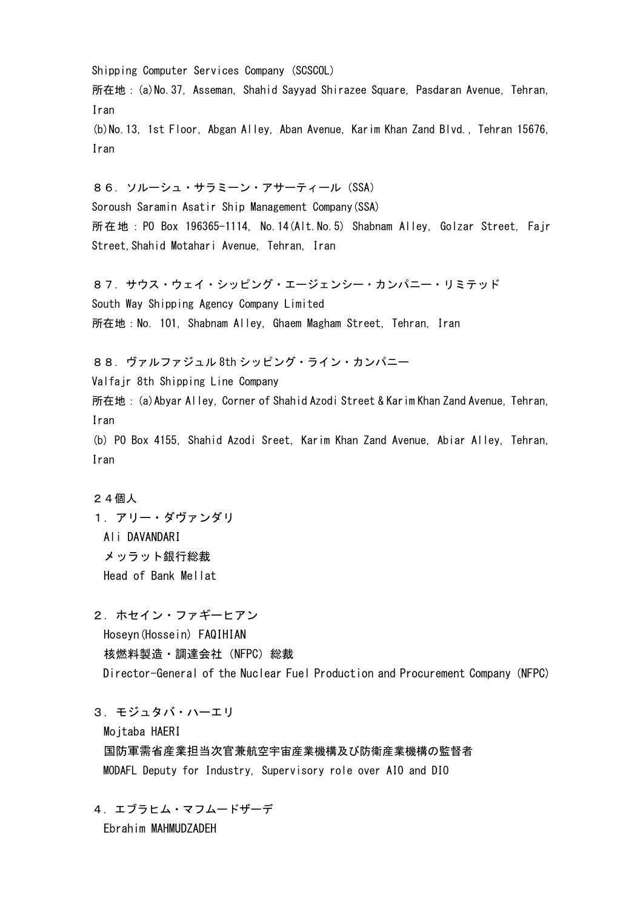Shipping Computer Services Company (SCSCOL)
所在地：(a)No.37, Asseman, Shahid Sayyad Shirazee Square, Pasdaran Avenue, Tehran, Iran
(b)No.13, 1st Floor, Abgan Alley, Aban Avenue, Karim Khan Zand Blvd., Tehran 15676, Iran

８６．ソルーシュ・サラミーン・アサーティール（SSA）
Soroush Saramin Asatir Ship Management Company(SSA)
所在地：PO Box 196365-1114, No.14(Alt.No.5) Shabnam Alley, Golzar Street, Fajr Street,Shahid Motahari Avenue, Tehran, Iran

８７．サウス・ウェイ・シッピング・エージェンシー・カンパニー・リミテッド
South Way Shipping Agency Company Limited
所在地：No. 101, Shabnam Alley, Ghaem Magham Street, Tehran, Iran

８８．ヴァルファジュル 8th シッピング・ライン・カンパニー
Valfajr 8th Shipping Line Company
所在地：(a)Abyar Alley, Corner of Shahid Azodi Street & Karim Khan Zand Avenue, Tehran, Iran
(b) PO Box 4155, Shahid Azodi Sreet, Karim Khan Zand Avenue, Abiar Alley, Tehran, Iran

２４個人

１．アリー・ダヴァンダリ
Ali DAVANDARI
メッラット銀行総裁
Head of Bank Mellat

２．ホセイン・ファギーヒアン
Hoseyn(Hossein) FAQIHIAN
核燃料製造・調達会社（NFPC）総裁
Director-General of the Nuclear Fuel Production and Procurement Company (NFPC)

３．モジュタバ・ハーエリ
Mojtaba HAERI
国防軍需省産業担当次官兼航空宇宙産業機構及び防衛産業機構の監督者
MODAFL Deputy for Industry, Supervisory role over AIO and DIO

４．エブラヒム・マフムードザーデ
Ebrahim MAHMUDZADEH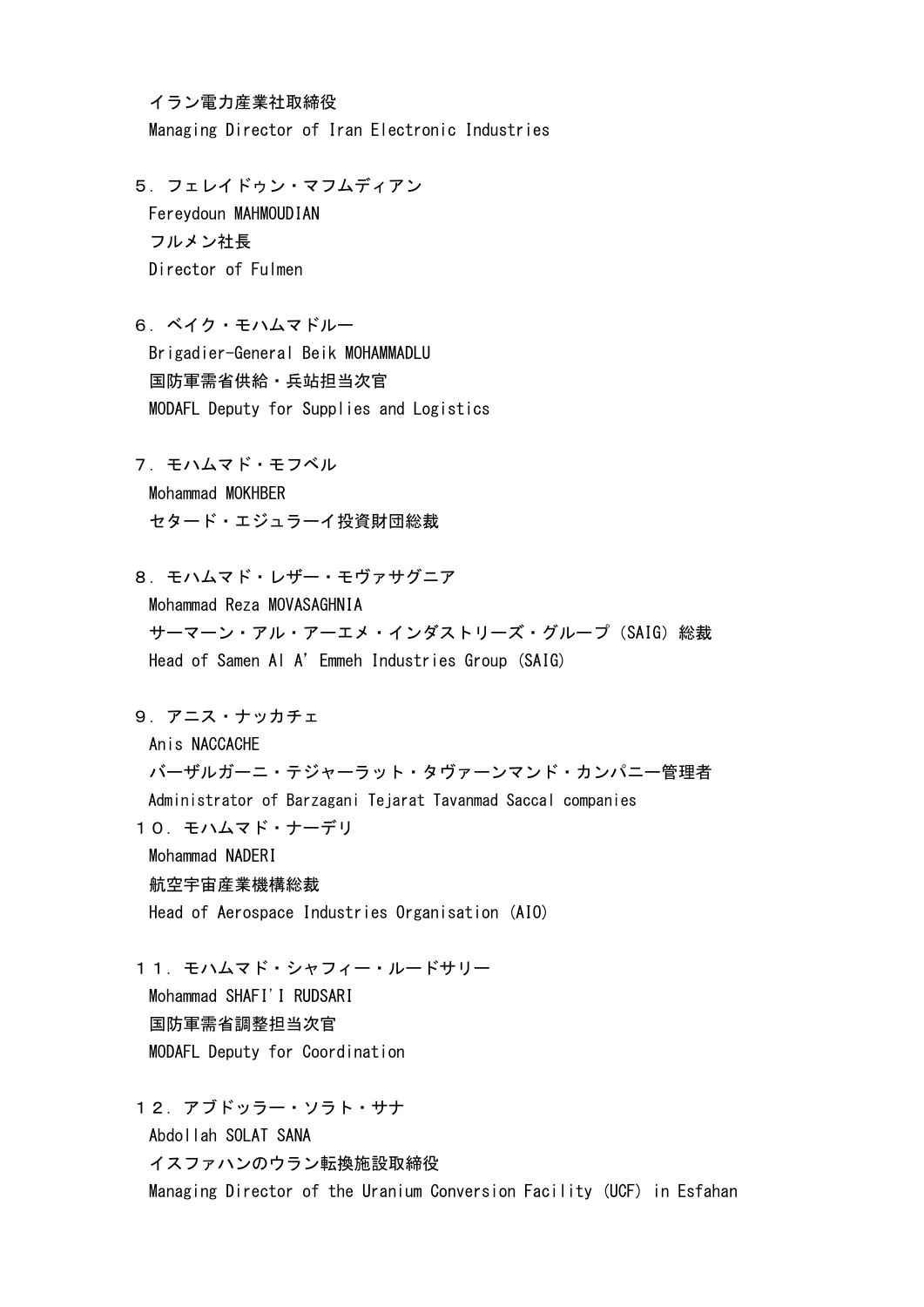イラン電力産業社取締役
Managing Director of Iran Electronic Industries

５．フェレイドゥン・マフムディアン
Fereydoun MAHMOUDIAN
フルメン社長
Director of Fulmen

６．ベイク・モハムマドルー
Brigadier-General Beik MOHAMMADLU
国防軍需省供給・兵站担当次官
MODAFL Deputy for Supplies and Logistics

７．モハムマド・モフベル
Mohammad MOKHBER
セタード・エジュラーイ投資財団総裁

８．モハムマド・レザー・モヴァサグニア
Mohammad Reza MOVASAGHNIA
サーマーン・アル・アーエメ・インダストリーズ・グループ（SAIG）総裁
Head of Samen Al A' Emmeh Industries Group (SAIG)

９．アニス・ナッカチェ
Anis NACCACHE
バーザルガーニ・テジャーラット・タヴァーンマンド・カンパニー管理者
Administrator of Barzagani Tejarat Tavanmad Saccal companies

１０．モハムマド・ナーデリ
Mohammad NADERI
航空宇宙産業機構総裁
Head of Aerospace Industries Organisation (AIO)

１１．モハムマド・シャフィー・ルードサリー
Mohammad SHAFI'I RUDSARI
国防軍需省調整担当次官
MODAFL Deputy for Coordination

１２．アブドッラー・ソラト・サナ
Abdollah SOLAT SANA
イスファハンのウラン転換施設取締役
Managing Director of the Uranium Conversion Facility (UCF) in Esfahan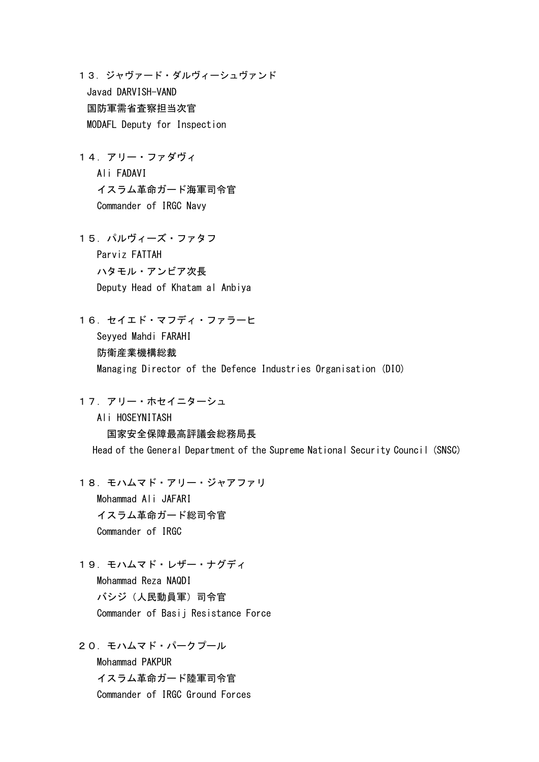１３．ジャヴァード・ダルヴィーシュヴァンド
Javad DARVISH-VAND
国防軍需省査察担当次官
MODAFL Deputy for Inspection

１４．アリー・ファダヴィ
Ali FADAVI
イスラム革命ガード海軍司令官
Commander of IRGC Navy

１５．パルヴィーズ・ファタフ
Parviz FATTAH
ハタモル・アンビア次長
Deputy Head of Khatam al Anbiya

１６．セイエド・マフディ・ファラーヒ
Seyyed Mahdi FARAHI
防衛産業機構総裁
Managing Director of the Defence Industries Organisation (DIO)

１７．アリー・ホセイニターシュ
Ali HOSEYNITASH
国家安全保障最高評議会総務局長
Head of the General Department of the Supreme National Security Council (SNSC)

１８．モハムマド・アリー・ジャアファリ
Mohammad Ali JAFARI
イスラム革命ガード総司令官
Commander of IRGC

１９．モハムマド・レザー・ナグディ
Mohammad Reza NAQDI
バシジ（人民動員軍）司令官
Commander of Basij Resistance Force

２０．モハムマド・パークプール
Mohammad PAKPUR
イスラム革命ガード陸軍司令官
Commander of IRGC Ground Forces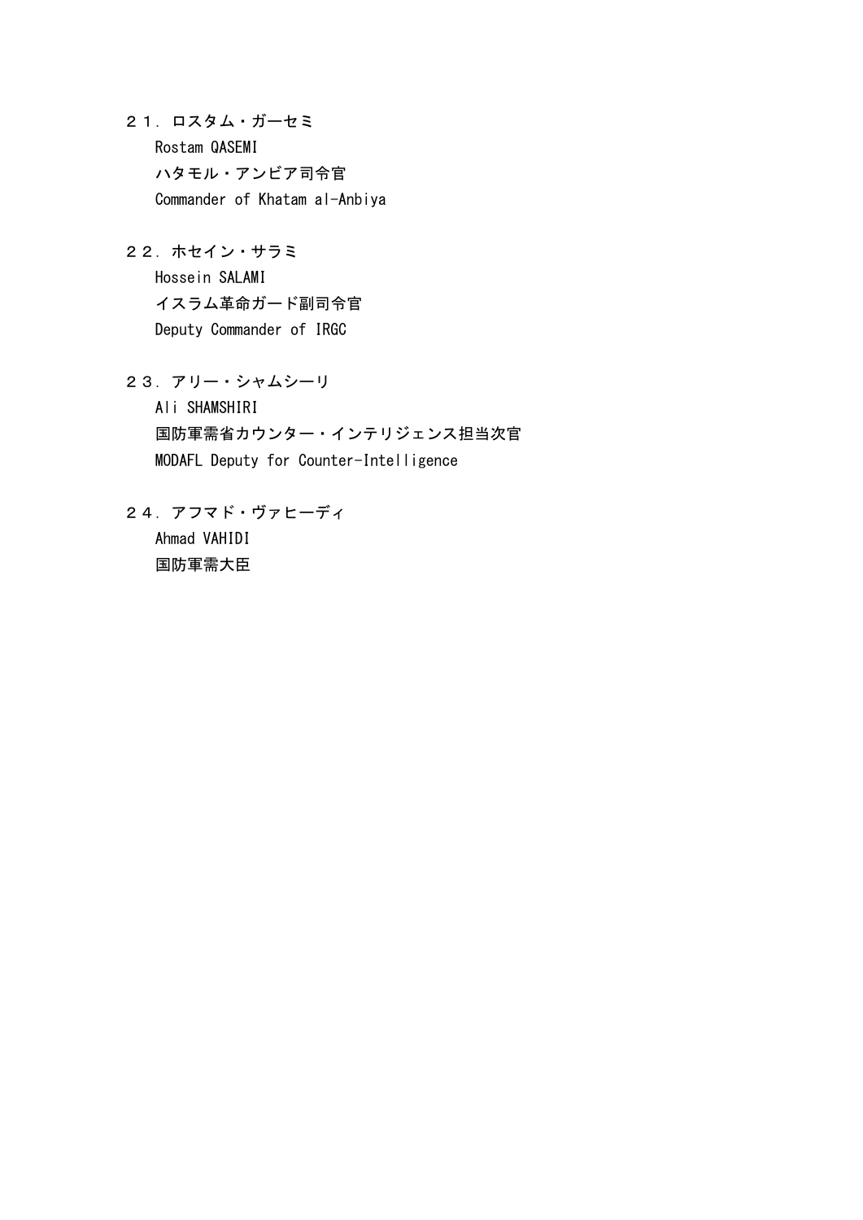２１．ロスタム・ガーセミ
Rostam QASEMI
ハタモル・アンビア司令官
Commander of Khatam al-Anbiya

２２．ホセイン・サラミ
Hossein SALAMI
イスラム革命ガード副司令官
Deputy Commander of IRGC

２３．アリー・シャムシーリ
Ali SHAMSHIRI
国防軍需省カウンター・インテリジェンス担当次官
MODAFL Deputy for Counter-Intelligence

２４．アフマド・ヴァヒーディ
Ahmad VAHIDI
国防軍需大臣